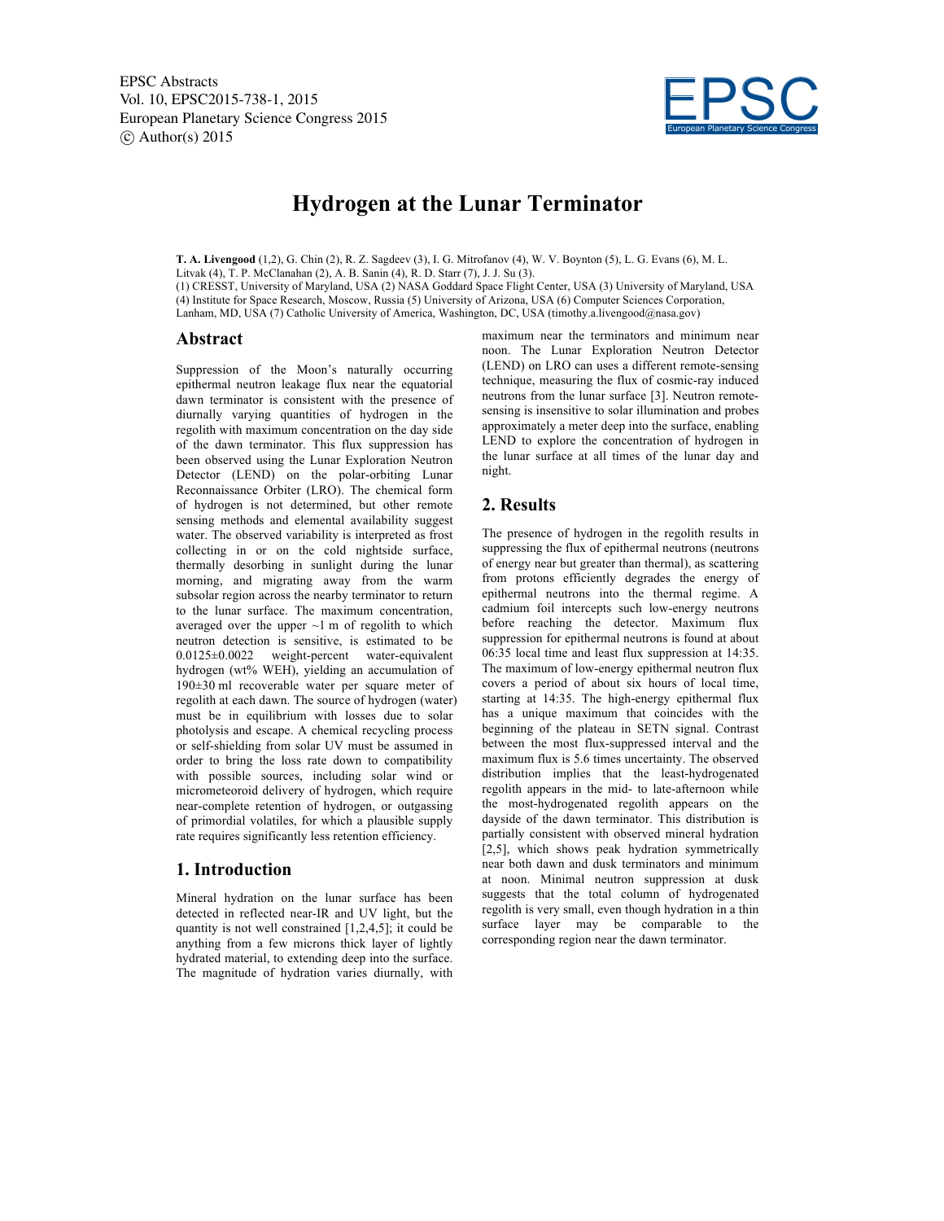# Hydrogen at the Lunar Terminator

**T. A. Livengood** (1,2), G. Chin (2), R. Z. Sagdeev (3), I. G. Mitrofanov (4), W. V. Boynton (5), L. G. Evans (6), M. L. Litvak (4), T. P. McClanahan (2), A. B. Sanin (4), R. D. Starr (7), J. J. Su (3).
(1) CRESST, University of Maryland, USA (2) NASA Goddard Space Flight Center, USA (3) University of Maryland, USA (4) Institute for Space Research, Moscow, Russia (5) University of Arizona, USA (6) Computer Sciences Corporation, Lanham, MD, USA (7) Catholic University of America, Washington, DC, USA (timothy.a.livengood@nasa.gov)

## Abstract

Suppression of the Moon's naturally occurring epithermal neutron leakage flux near the equatorial dawn terminator is consistent with the presence of diurnally varying quantities of hydrogen in the regolith with maximum concentration on the day side of the dawn terminator. This flux suppression has been observed using the Lunar Exploration Neutron Detector (LEND) on the polar-orbiting Lunar Reconnaissance Orbiter (LRO). The chemical form of hydrogen is not determined, but other remote sensing methods and elemental availability suggest water. The observed variability is interpreted as frost collecting in or on the cold nightside surface, thermally desorbing in sunlight during the lunar morning, and migrating away from the warm subsolar region across the nearby terminator to return to the lunar surface. The maximum concentration, averaged over the upper ~1 m of regolith to which neutron detection is sensitive, is estimated to be 0.0125±0.0022 weight-percent water-equivalent hydrogen (wt% WEH), yielding an accumulation of 190±30 ml recoverable water per square meter of regolith at each dawn. The source of hydrogen (water) must be in equilibrium with losses due to solar photolysis and escape. A chemical recycling process or self-shielding from solar UV must be assumed in order to bring the loss rate down to compatibility with possible sources, including solar wind or micrometeoroid delivery of hydrogen, which require near-complete retention of hydrogen, or outgassing of primordial volatiles, for which a plausible supply rate requires significantly less retention efficiency.

## 1. Introduction

Mineral hydration on the lunar surface has been detected in reflected near-IR and UV light, but the quantity is not well constrained [1,2,4,5]; it could be anything from a few microns thick layer of lightly hydrated material, to extending deep into the surface. The magnitude of hydration varies diurnally, with maximum near the terminators and minimum near noon. The Lunar Exploration Neutron Detector (LEND) on LRO can uses a different remote-sensing technique, measuring the flux of cosmic-ray induced neutrons from the lunar surface [3]. Neutron remote-sensing is insensitive to solar illumination and probes approximately a meter deep into the surface, enabling LEND to explore the concentration of hydrogen in the lunar surface at all times of the lunar day and night.

## 2. Results

The presence of hydrogen in the regolith results in suppressing the flux of epithermal neutrons (neutrons of energy near but greater than thermal), as scattering from protons efficiently degrades the energy of epithermal neutrons into the thermal regime. A cadmium foil intercepts such low-energy neutrons before reaching the detector. Maximum flux suppression for epithermal neutrons is found at about 06:35 local time and least flux suppression at 14:35. The maximum of low-energy epithermal neutron flux covers a period of about six hours of local time, starting at 14:35. The high-energy epithermal flux has a unique maximum that coincides with the beginning of the plateau in SETN signal. Contrast between the most flux-suppressed interval and the maximum flux is 5.6 times uncertainty. The observed distribution implies that the least-hydrogenated regolith appears in the mid- to late-afternoon while the most-hydrogenated regolith appears on the dayside of the dawn terminator. This distribution is partially consistent with observed mineral hydration [2,5], which shows peak hydration symmetrically near both dawn and dusk terminators and minimum at noon. Minimal neutron suppression at dusk suggests that the total column of hydrogenated regolith is very small, even though hydration in a thin surface layer may be comparable to the corresponding region near the dawn terminator.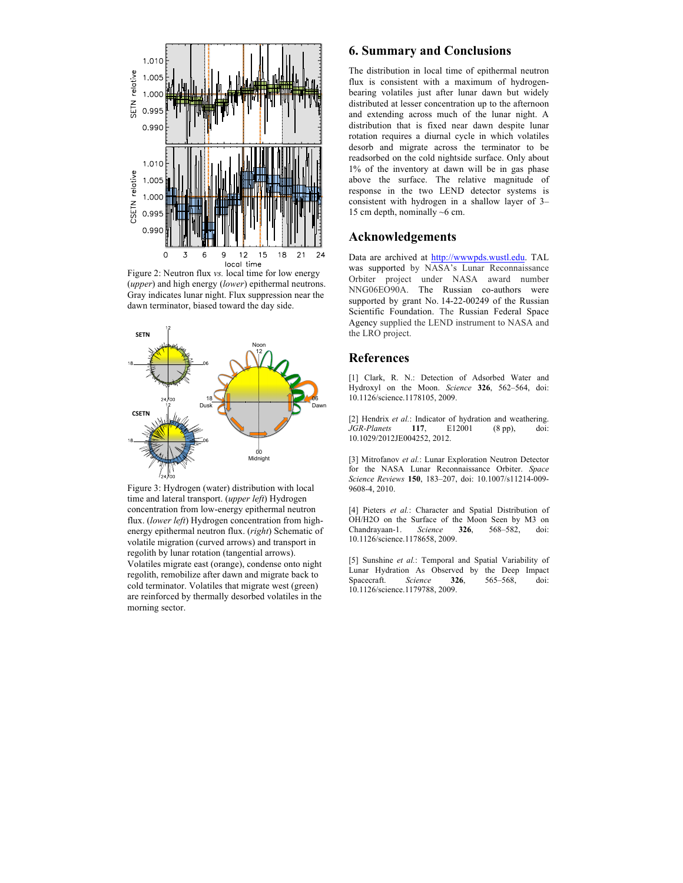SETN relative

1.010

1.005

1.000

0.995

0.990

CSETN relative

1.010

1.005

1.000

0.995

0.990

0 3 6 9 12 15 18 21 24

local time

Figure 2: Neutron flux *vs.* local time for low energy (*upper*) and high energy (*lower*) epithermal neutrons. Gray indicates lunar night. Flux suppression near the dawn terminator, biased toward the day side.

SETN

12

18

06

24/00

CSETN

12

18

06

24/00

Noon
12

18
Dusk

06
Dawn

00
Midnight

Figure 3: Hydrogen (water) distribution with local time and lateral transport. (*upper left*) Hydrogen concentration from low-energy epithermal neutron flux. (*lower left*) Hydrogen concentration from high-energy epithermal neutron flux. (*right*) Schematic of volatile migration (curved arrows) and transport in regolith by lunar rotation (tangential arrows). Volatiles migrate east (orange), condense onto night regolith, remobilize after dawn and migrate back to cold terminator. Volatiles that migrate west (green) are reinforced by thermally desorbed volatiles in the morning sector.

## 6. Summary and Conclusions

The distribution in local time of epithermal neutron flux is consistent with a maximum of hydrogen-bearing volatiles just after lunar dawn but widely distributed at lesser concentration up to the afternoon and extending across much of the lunar night. A distribution that is fixed near dawn despite lunar rotation requires a diurnal cycle in which volatiles desorb and migrate across the terminator to be readsorbed on the cold nightside surface. Only about 1% of the inventory at dawn will be in gas phase above the surface. The relative magnitude of response in the two LEND detector systems is consistent with hydrogen in a shallow layer of 3–15 cm depth, nominally ~6 cm.

## Acknowledgements

Data are archived at http://wwwpds.wustl.edu. TAL was supported by NASA's Lunar Reconnaissance Orbiter project under NASA award number NNG06EO90A. The Russian co-authors were supported by grant No. 14-22-00249 of the Russian Scientific Foundation. The Russian Federal Space Agency supplied the LEND instrument to NASA and the LRO project.

## References

[1] Clark, R. N.: Detection of Adsorbed Water and Hydroxyl on the Moon. *Science* **326**, 562–564, doi: 10.1126/science.1178105, 2009.

[2] Hendrix *et al.*: Indicator of hydration and weathering. *JGR-Planets* **117**, E12001 (8 pp), doi: 10.1029/2012JE004252, 2012.

[3] Mitrofanov *et al.*: Lunar Exploration Neutron Detector for the NASA Lunar Reconnaissance Orbiter. *Space Science Reviews* **150**, 183–207, doi: 10.1007/s11214-009-9608-4, 2010.

[4] Pieters *et al.*: Character and Spatial Distribution of OH/H2O on the Surface of the Moon Seen by M3 on Chandrayaan-1. *Science* **326**, 568–582, doi: 10.1126/science.1178658, 2009.

[5] Sunshine *et al.*: Temporal and Spatial Variability of Lunar Hydration As Observed by the Deep Impact Spacecraft. *Science* **326**, 565–568, doi: 10.1126/science.1179788, 2009.